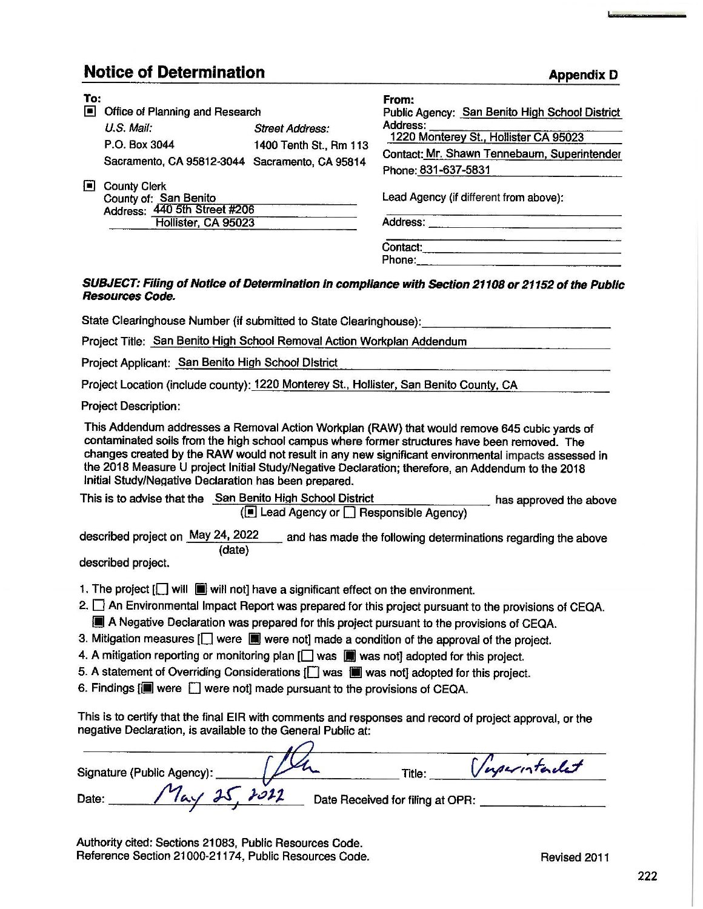## Notice of Determination

**Appendix D**

**To:**

[■] Office of Planning and Research

| *U.S. Mail:* | *Street Address:* |
|---|---|
| P.O. Box 3044 | 1400 Tenth St., Rm 113 |
| Sacramento, CA 95812-3044 | Sacramento, CA 95814 |

[■] County Clerk
County of: San Benito
Address: 440 5th Street #206
Hollister, CA 95023

**From:**

Public Agency: San Benito High School District
Address: 1220 Monterey St., Hollister CA 95023
Contact: Mr. Shawn Tennebaum, Superintendent
Phone: 831-637-5831

Lead Agency (if different from above):

Address:

Contact:
Phone:

***SUBJECT: Filing of Notice of Determination in compliance with Section 21108 or 21152 of the Public Resources Code.***

State Clearinghouse Number (if submitted to State Clearinghouse):

Project Title: San Benito High School Removal Action Workplan Addendum

Project Applicant: San Benito High School District

Project Location (include county): 1220 Monterey St., Hollister, San Benito County, CA

Project Description:

This Addendum addresses a Removal Action Workplan (RAW) that would remove 645 cubic yards of contaminated soils from the high school campus where former structures have been removed. The changes created by the RAW would not result in any new significant environmental impacts assessed in the 2018 Measure U project Initial Study/Negative Declaration; therefore, an Addendum to the 2018 Initial Study/Negative Declaration has been prepared.

This is to advise that the San Benito High School District has approved the above
([■] Lead Agency or [ ] Responsible Agency)

described project on May 24, 2022 (date) and has made the following determinations regarding the above described project.

1. The project [ ] will [■] will not] have a significant effect on the environment.
2. [ ] An Environmental Impact Report was prepared for this project pursuant to the provisions of CEQA.
   [■] A Negative Declaration was prepared for this project pursuant to the provisions of CEQA.
3. Mitigation measures [ ] were [■] were not] made a condition of the approval of the project.
4. A mitigation reporting or monitoring plan [ ] was [■] was not] adopted for this project.
5. A statement of Overriding Considerations [ ] was [■] was not] adopted for this project.
6. Findings [■] were [ ] were not] made pursuant to the provisions of CEQA.

This is to certify that the final EIR with comments and responses and record of project approval, or the negative Declaration, is available to the General Public at:

Signature (Public Agency): [signature] Title: Superintendent

Date: May 25, 2022 Date Received for filing at OPR:

Authority cited: Sections 21083, Public Resources Code.
Reference Section 21000-21174, Public Resources Code.

Revised 2011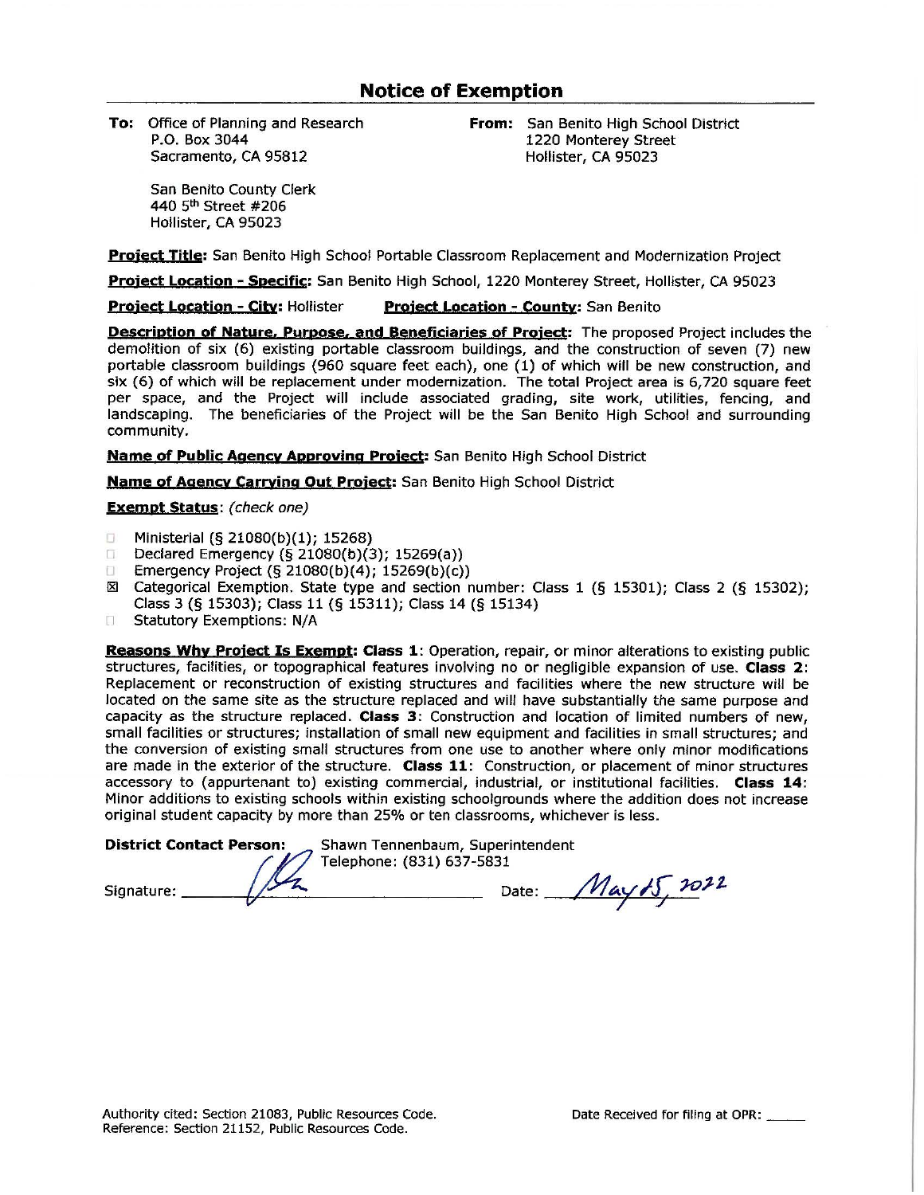# Notice of Exemption

**To:** Office of Planning and Research
P.O. Box 3044
Sacramento, CA 95812

San Benito County Clerk
440 5th Street #206
Hollister, CA 95023

**From:** San Benito High School District
1220 Monterey Street
Hollister, CA 95023

**Project Title:** San Benito High School Portable Classroom Replacement and Modernization Project

**Project Location - Specific:** San Benito High School, 1220 Monterey Street, Hollister, CA 95023

**Project Location - City:** Hollister **Project Location - County:** San Benito

**Description of Nature, Purpose, and Beneficiaries of Project:** The proposed Project includes the demolition of six (6) existing portable classroom buildings, and the construction of seven (7) new portable classroom buildings (960 square feet each), one (1) of which will be new construction, and six (6) of which will be replacement under modernization. The total Project area is 6,720 square feet per space, and the Project will include associated grading, site work, utilities, fencing, and landscaping. The beneficiaries of the Project will be the San Benito High School and surrounding community.

**Name of Public Agency Approving Project:** San Benito High School District

**Name of Agency Carrying Out Project:** San Benito High School District

**Exempt Status**: *(check one)*

- ☐ Ministerial (§ 21080(b)(1); 15268)
- ☐ Declared Emergency (§ 21080(b)(3); 15269(a))
- ☐ Emergency Project (§ 21080(b)(4); 15269(b)(c))
- ☒ Categorical Exemption. State type and section number: Class 1 (§ 15301); Class 2 (§ 15302); Class 3 (§ 15303); Class 11 (§ 15311); Class 14 (§ 15134)
- ☐ Statutory Exemptions: N/A

**Reasons Why Project Is Exempt: Class 1**: Operation, repair, or minor alterations to existing public structures, facilities, or topographical features involving no or negligible expansion of use. **Class 2**: Replacement or reconstruction of existing structures and facilities where the new structure will be located on the same site as the structure replaced and will have substantially the same purpose and capacity as the structure replaced. **Class 3**: Construction and location of limited numbers of new, small facilities or structures; installation of small new equipment and facilities in small structures; and the conversion of existing small structures from one use to another where only minor modifications are made in the exterior of the structure. **Class 11**: Construction, or placement of minor structures accessory to (appurtenant to) existing commercial, industrial, or institutional facilities. **Class 14**: Minor additions to existing schools within existing schoolgrounds where the addition does not increase original student capacity by more than 25% or ten classrooms, whichever is less.

**District Contact Person:** Shawn Tennenbaum, Superintendent
Telephone: (831) 637-5831

Signature: [signature] Date: May 25, 2022

Authority cited: Section 21083, Public Resources Code.
Reference: Section 21152, Public Resources Code.

Date Received for filing at OPR: _____